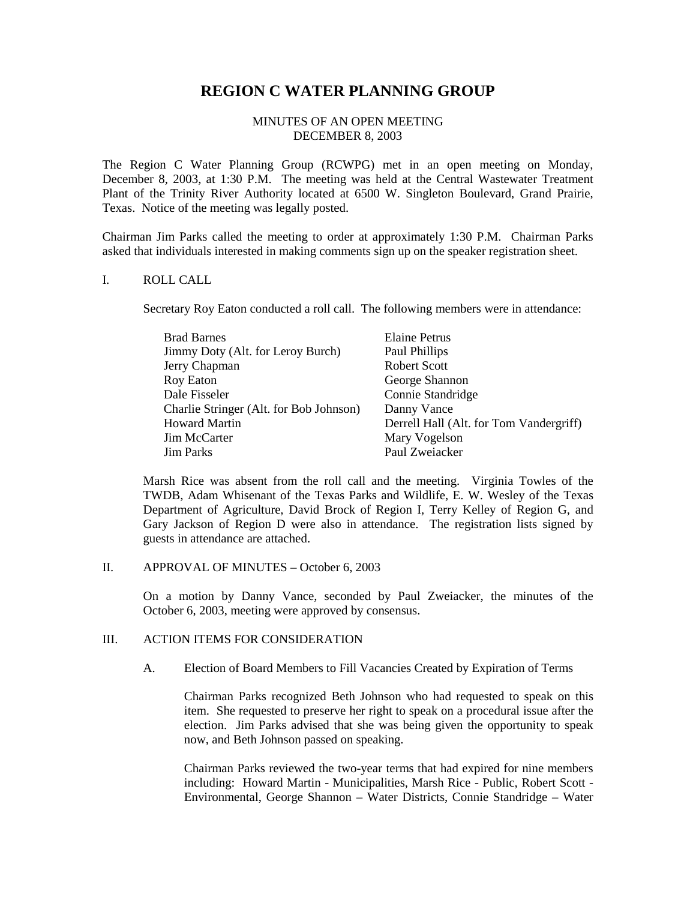# REGION C WATER PLANNING GROUP

MINUTES OF AN OPEN MEETING
DECEMBER 8, 2003

The Region C Water Planning Group (RCWPG) met in an open meeting on Monday, December 8, 2003, at 1:30 P.M. The meeting was held at the Central Wastewater Treatment Plant of the Trinity River Authority located at 6500 W. Singleton Boulevard, Grand Prairie, Texas. Notice of the meeting was legally posted.

Chairman Jim Parks called the meeting to order at approximately 1:30 P.M. Chairman Parks asked that individuals interested in making comments sign up on the speaker registration sheet.

## I. ROLL CALL

Secretary Roy Eaton conducted a roll call. The following members were in attendance:

| | |
|---|---|
| Brad Barnes | Elaine Petrus |
| Jimmy Doty (Alt. for Leroy Burch) | Paul Phillips |
| Jerry Chapman | Robert Scott |
| Roy Eaton | George Shannon |
| Dale Fisseler | Connie Standridge |
| Charlie Stringer (Alt. for Bob Johnson) | Danny Vance |
| Howard Martin | Derrell Hall (Alt. for Tom Vandergriff) |
| Jim McCarter | Mary Vogelson |
| Jim Parks | Paul Zweiacker |

Marsh Rice was absent from the roll call and the meeting. Virginia Towles of the TWDB, Adam Whisenant of the Texas Parks and Wildlife, E. W. Wesley of the Texas Department of Agriculture, David Brock of Region I, Terry Kelley of Region G, and Gary Jackson of Region D were also in attendance. The registration lists signed by guests in attendance are attached.

## II. APPROVAL OF MINUTES – October 6, 2003

On a motion by Danny Vance, seconded by Paul Zweiacker, the minutes of the October 6, 2003, meeting were approved by consensus.

## III. ACTION ITEMS FOR CONSIDERATION

### A. Election of Board Members to Fill Vacancies Created by Expiration of Terms

Chairman Parks recognized Beth Johnson who had requested to speak on this item. She requested to preserve her right to speak on a procedural issue after the election. Jim Parks advised that she was being given the opportunity to speak now, and Beth Johnson passed on speaking.

Chairman Parks reviewed the two-year terms that had expired for nine members including: Howard Martin - Municipalities, Marsh Rice - Public, Robert Scott - Environmental, George Shannon – Water Districts, Connie Standridge – Water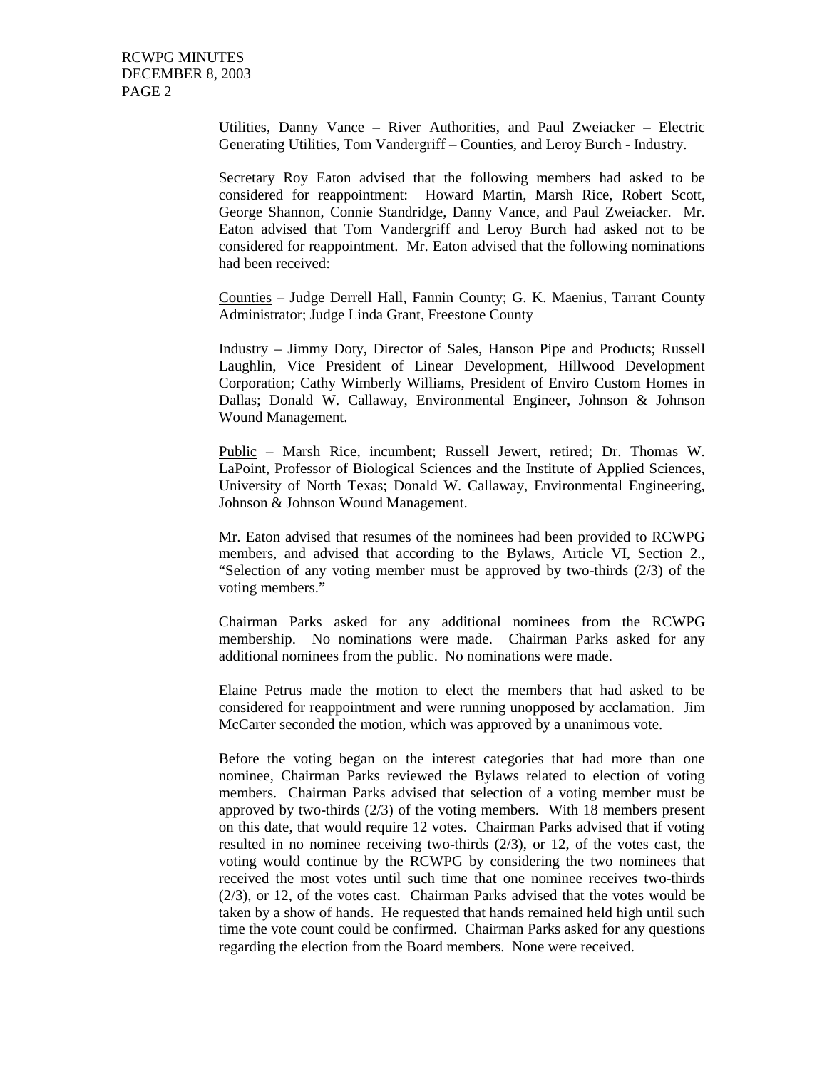Utilities, Danny Vance – River Authorities, and Paul Zweiacker – Electric Generating Utilities, Tom Vandergriff – Counties, and Leroy Burch - Industry.

Secretary Roy Eaton advised that the following members had asked to be considered for reappointment: Howard Martin, Marsh Rice, Robert Scott, George Shannon, Connie Standridge, Danny Vance, and Paul Zweiacker. Mr. Eaton advised that Tom Vandergriff and Leroy Burch had asked not to be considered for reappointment. Mr. Eaton advised that the following nominations had been received:

Counties – Judge Derrell Hall, Fannin County; G. K. Maenius, Tarrant County Administrator; Judge Linda Grant, Freestone County

Industry – Jimmy Doty, Director of Sales, Hanson Pipe and Products; Russell Laughlin, Vice President of Linear Development, Hillwood Development Corporation; Cathy Wimberly Williams, President of Enviro Custom Homes in Dallas; Donald W. Callaway, Environmental Engineer, Johnson & Johnson Wound Management.

Public – Marsh Rice, incumbent; Russell Jewert, retired; Dr. Thomas W. LaPoint, Professor of Biological Sciences and the Institute of Applied Sciences, University of North Texas; Donald W. Callaway, Environmental Engineering, Johnson & Johnson Wound Management.

Mr. Eaton advised that resumes of the nominees had been provided to RCWPG members, and advised that according to the Bylaws, Article VI, Section 2., "Selection of any voting member must be approved by two-thirds (2/3) of the voting members."

Chairman Parks asked for any additional nominees from the RCWPG membership. No nominations were made. Chairman Parks asked for any additional nominees from the public. No nominations were made.

Elaine Petrus made the motion to elect the members that had asked to be considered for reappointment and were running unopposed by acclamation. Jim McCarter seconded the motion, which was approved by a unanimous vote.

Before the voting began on the interest categories that had more than one nominee, Chairman Parks reviewed the Bylaws related to election of voting members. Chairman Parks advised that selection of a voting member must be approved by two-thirds (2/3) of the voting members. With 18 members present on this date, that would require 12 votes. Chairman Parks advised that if voting resulted in no nominee receiving two-thirds (2/3), or 12, of the votes cast, the voting would continue by the RCWPG by considering the two nominees that received the most votes until such time that one nominee receives two-thirds (2/3), or 12, of the votes cast. Chairman Parks advised that the votes would be taken by a show of hands. He requested that hands remained held high until such time the vote count could be confirmed. Chairman Parks asked for any questions regarding the election from the Board members. None were received.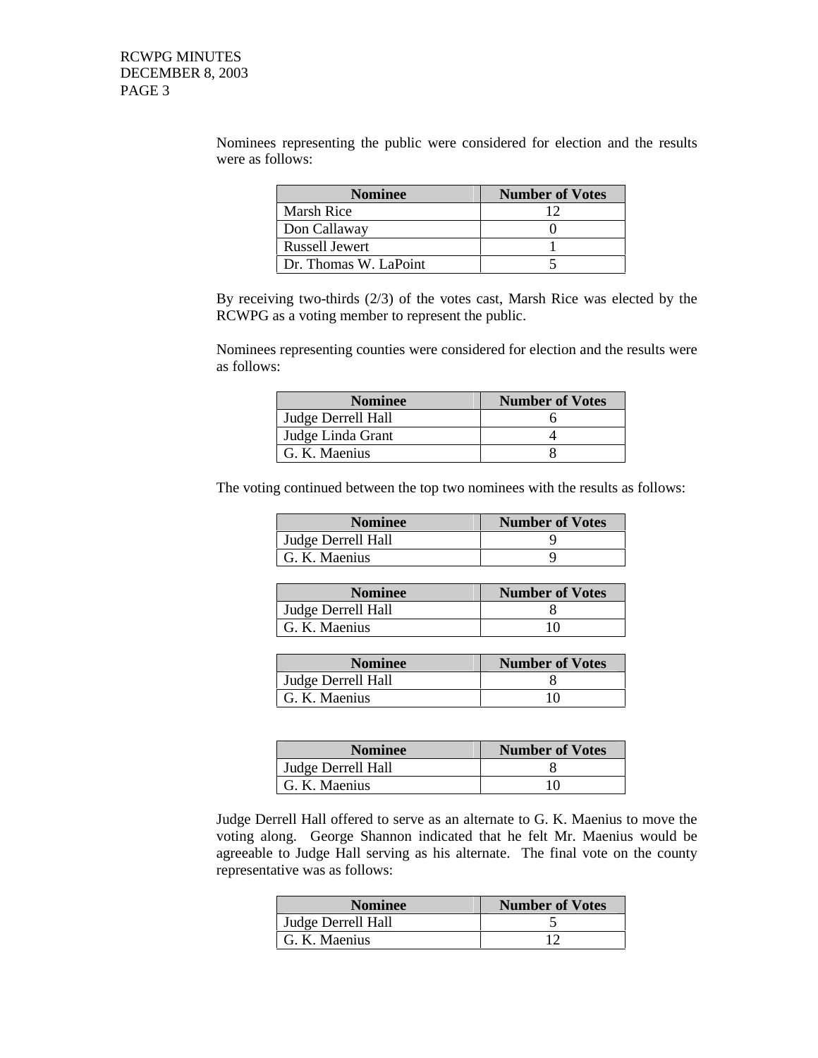Nominees representing the public were considered for election and the results were as follows:

| Nominee | Number of Votes |
|---|---|
| Marsh Rice | 12 |
| Don Callaway | 0 |
| Russell Jewert | 1 |
| Dr. Thomas W. LaPoint | 5 |

By receiving two-thirds (2/3) of the votes cast, Marsh Rice was elected by the RCWPG as a voting member to represent the public.

Nominees representing counties were considered for election and the results were as follows:

| Nominee | Number of Votes |
|---|---|
| Judge Derrell Hall | 6 |
| Judge Linda Grant | 4 |
| G. K. Maenius | 8 |

The voting continued between the top two nominees with the results as follows:

| Nominee | Number of Votes |
|---|---|
| Judge Derrell Hall | 9 |
| G. K. Maenius | 9 |

| Nominee | Number of Votes |
|---|---|
| Judge Derrell Hall | 8 |
| G. K. Maenius | 10 |

| Nominee | Number of Votes |
|---|---|
| Judge Derrell Hall | 8 |
| G. K. Maenius | 10 |

| Nominee | Number of Votes |
|---|---|
| Judge Derrell Hall | 8 |
| G. K. Maenius | 10 |

Judge Derrell Hall offered to serve as an alternate to G. K. Maenius to move the voting along. George Shannon indicated that he felt Mr. Maenius would be agreeable to Judge Hall serving as his alternate. The final vote on the county representative was as follows:

| Nominee | Number of Votes |
|---|---|
| Judge Derrell Hall | 5 |
| G. K. Maenius | 12 |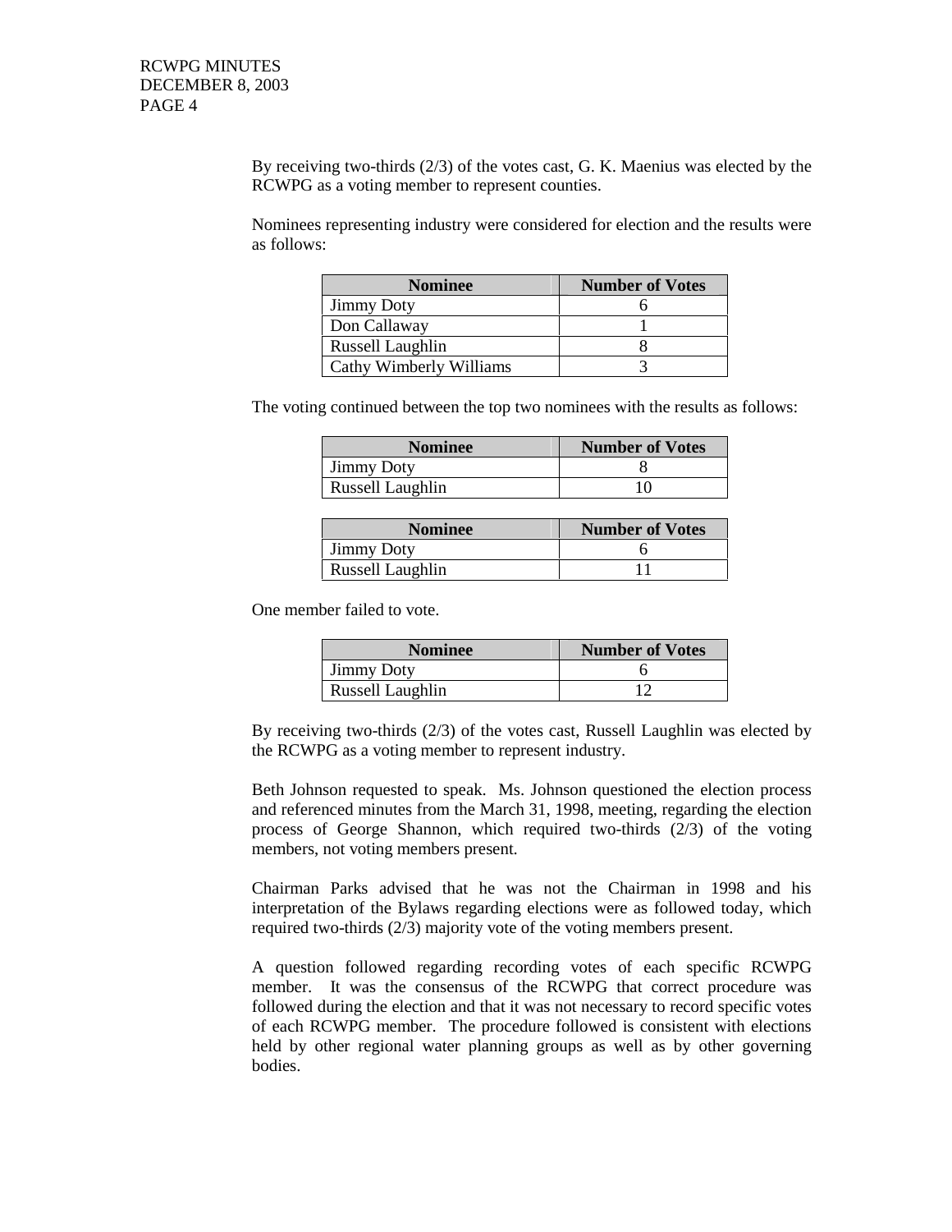By receiving two-thirds (2/3) of the votes cast, G. K. Maenius was elected by the RCWPG as a voting member to represent counties.

Nominees representing industry were considered for election and the results were as follows:

| Nominee | Number of Votes |
|---|---|
| Jimmy Doty | 6 |
| Don Callaway | 1 |
| Russell Laughlin | 8 |
| Cathy Wimberly Williams | 3 |

The voting continued between the top two nominees with the results as follows:

| Nominee | Number of Votes |
|---|---|
| Jimmy Doty | 8 |
| Russell Laughlin | 10 |

| Nominee | Number of Votes |
|---|---|
| Jimmy Doty | 6 |
| Russell Laughlin | 11 |

One member failed to vote.

| Nominee | Number of Votes |
|---|---|
| Jimmy Doty | 6 |
| Russell Laughlin | 12 |

By receiving two-thirds (2/3) of the votes cast, Russell Laughlin was elected by the RCWPG as a voting member to represent industry.

Beth Johnson requested to speak. Ms. Johnson questioned the election process and referenced minutes from the March 31, 1998, meeting, regarding the election process of George Shannon, which required two-thirds (2/3) of the voting members, not voting members present.

Chairman Parks advised that he was not the Chairman in 1998 and his interpretation of the Bylaws regarding elections were as followed today, which required two-thirds (2/3) majority vote of the voting members present.

A question followed regarding recording votes of each specific RCWPG member. It was the consensus of the RCWPG that correct procedure was followed during the election and that it was not necessary to record specific votes of each RCWPG member. The procedure followed is consistent with elections held by other regional water planning groups as well as by other governing bodies.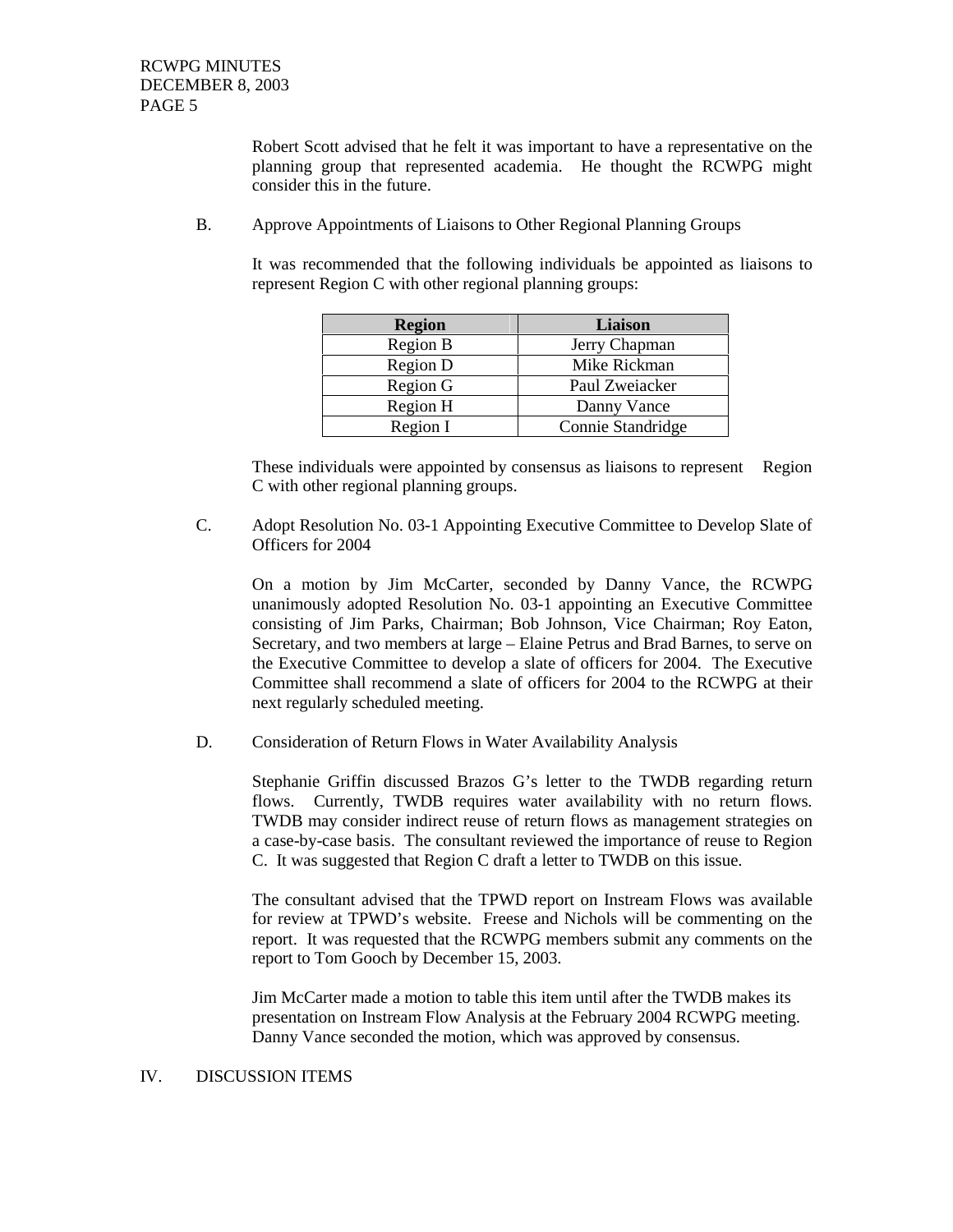Robert Scott advised that he felt it was important to have a representative on the planning group that represented academia. He thought the RCWPG might consider this in the future.

B. Approve Appointments of Liaisons to Other Regional Planning Groups

It was recommended that the following individuals be appointed as liaisons to represent Region C with other regional planning groups:

| Region | Liaison |
|---|---|
| Region B | Jerry Chapman |
| Region D | Mike Rickman |
| Region G | Paul Zweiacker |
| Region H | Danny Vance |
| Region I | Connie Standridge |

These individuals were appointed by consensus as liaisons to represent Region C with other regional planning groups.

C. Adopt Resolution No. 03-1 Appointing Executive Committee to Develop Slate of Officers for 2004

On a motion by Jim McCarter, seconded by Danny Vance, the RCWPG unanimously adopted Resolution No. 03-1 appointing an Executive Committee consisting of Jim Parks, Chairman; Bob Johnson, Vice Chairman; Roy Eaton, Secretary, and two members at large – Elaine Petrus and Brad Barnes, to serve on the Executive Committee to develop a slate of officers for 2004. The Executive Committee shall recommend a slate of officers for 2004 to the RCWPG at their next regularly scheduled meeting.

D. Consideration of Return Flows in Water Availability Analysis

Stephanie Griffin discussed Brazos G's letter to the TWDB regarding return flows. Currently, TWDB requires water availability with no return flows. TWDB may consider indirect reuse of return flows as management strategies on a case-by-case basis. The consultant reviewed the importance of reuse to Region C. It was suggested that Region C draft a letter to TWDB on this issue.

The consultant advised that the TPWD report on Instream Flows was available for review at TPWD's website. Freese and Nichols will be commenting on the report. It was requested that the RCWPG members submit any comments on the report to Tom Gooch by December 15, 2003.

Jim McCarter made a motion to table this item until after the TWDB makes its presentation on Instream Flow Analysis at the February 2004 RCWPG meeting. Danny Vance seconded the motion, which was approved by consensus.

IV. DISCUSSION ITEMS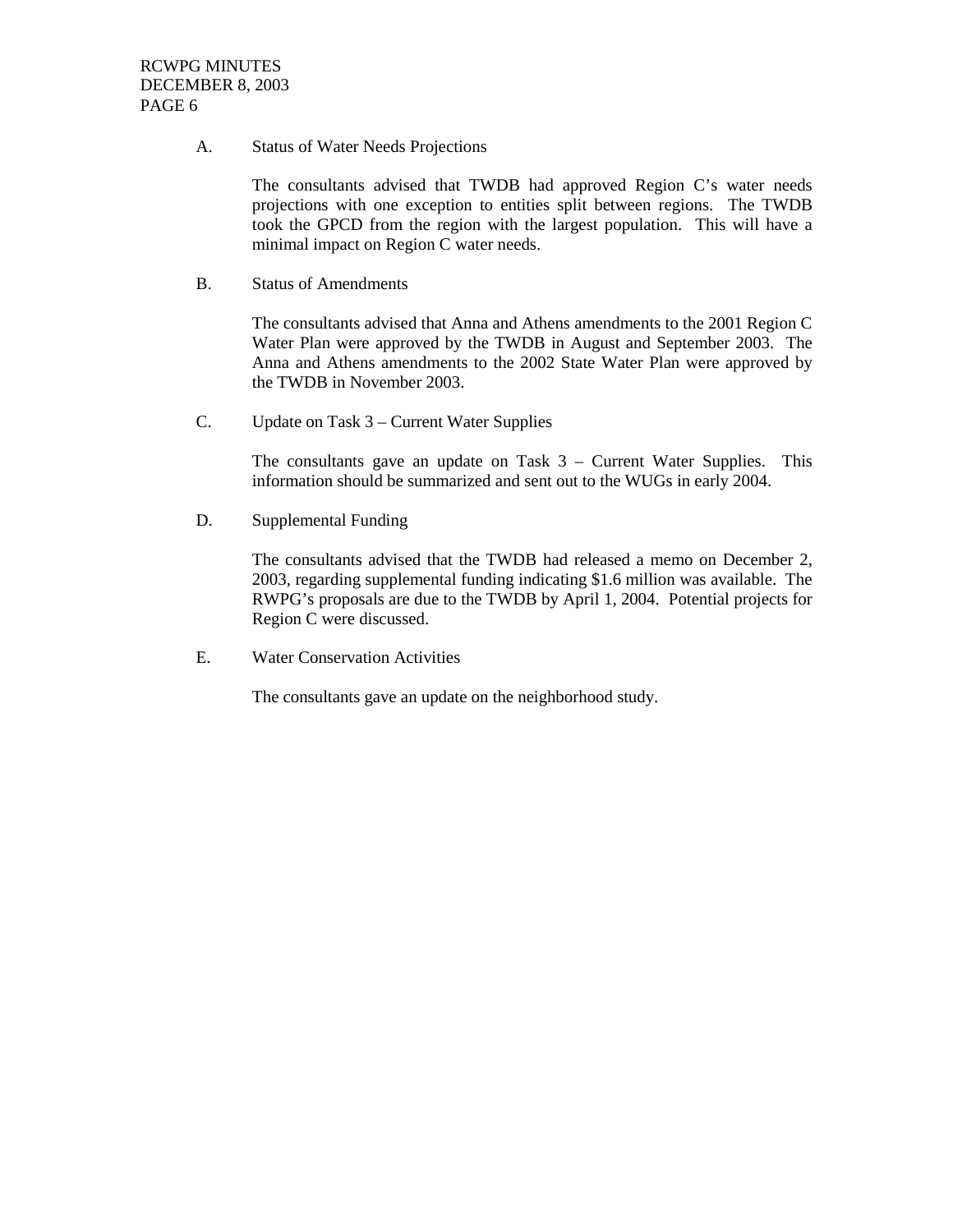A. Status of Water Needs Projections

The consultants advised that TWDB had approved Region C's water needs projections with one exception to entities split between regions. The TWDB took the GPCD from the region with the largest population. This will have a minimal impact on Region C water needs.

B. Status of Amendments

The consultants advised that Anna and Athens amendments to the 2001 Region C Water Plan were approved by the TWDB in August and September 2003. The Anna and Athens amendments to the 2002 State Water Plan were approved by the TWDB in November 2003.

C. Update on Task 3 – Current Water Supplies

The consultants gave an update on Task 3 – Current Water Supplies. This information should be summarized and sent out to the WUGs in early 2004.

D. Supplemental Funding

The consultants advised that the TWDB had released a memo on December 2, 2003, regarding supplemental funding indicating $1.6 million was available. The RWPG's proposals are due to the TWDB by April 1, 2004. Potential projects for Region C were discussed.

E. Water Conservation Activities

The consultants gave an update on the neighborhood study.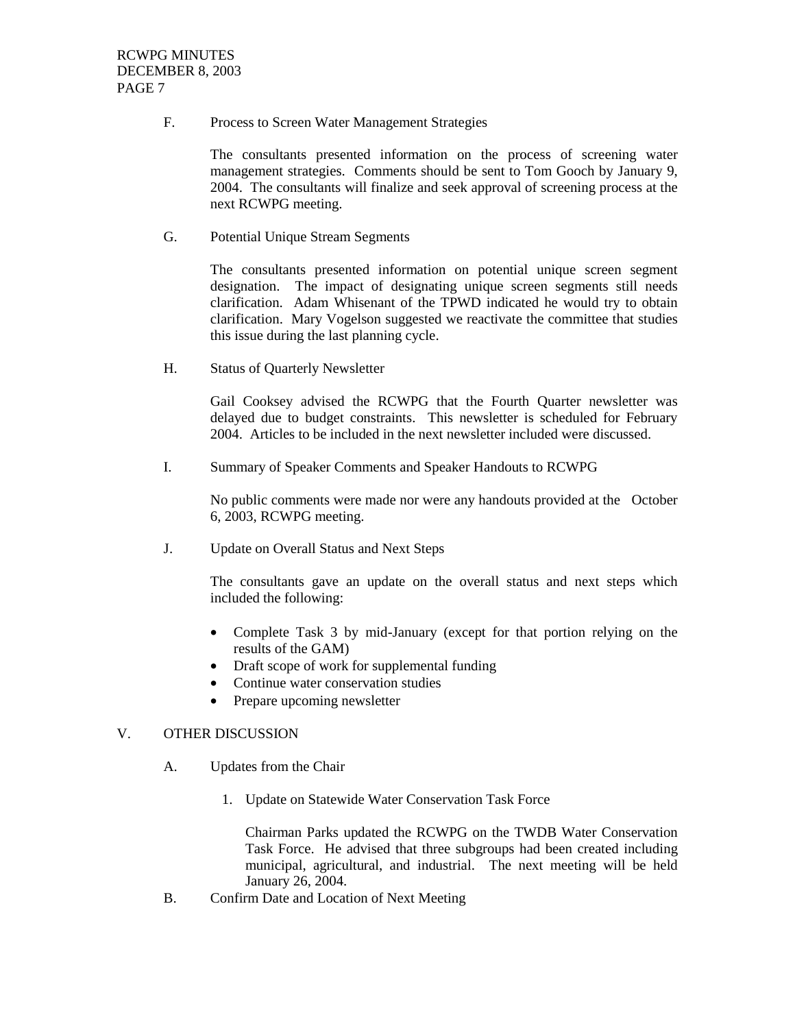F. Process to Screen Water Management Strategies

The consultants presented information on the process of screening water management strategies. Comments should be sent to Tom Gooch by January 9, 2004. The consultants will finalize and seek approval of screening process at the next RCWPG meeting.

G. Potential Unique Stream Segments

The consultants presented information on potential unique screen segment designation. The impact of designating unique screen segments still needs clarification. Adam Whisenant of the TPWD indicated he would try to obtain clarification. Mary Vogelson suggested we reactivate the committee that studies this issue during the last planning cycle.

H. Status of Quarterly Newsletter

Gail Cooksey advised the RCWPG that the Fourth Quarter newsletter was delayed due to budget constraints. This newsletter is scheduled for February 2004. Articles to be included in the next newsletter included were discussed.

I. Summary of Speaker Comments and Speaker Handouts to RCWPG

No public comments were made nor were any handouts provided at the October 6, 2003, RCWPG meeting.

J. Update on Overall Status and Next Steps

The consultants gave an update on the overall status and next steps which included the following:

- Complete Task 3 by mid-January (except for that portion relying on the results of the GAM)
- Draft scope of work for supplemental funding
- Continue water conservation studies
- Prepare upcoming newsletter

V. OTHER DISCUSSION

A. Updates from the Chair

1. Update on Statewide Water Conservation Task Force

Chairman Parks updated the RCWPG on the TWDB Water Conservation Task Force. He advised that three subgroups had been created including municipal, agricultural, and industrial. The next meeting will be held January 26, 2004.

B. Confirm Date and Location of Next Meeting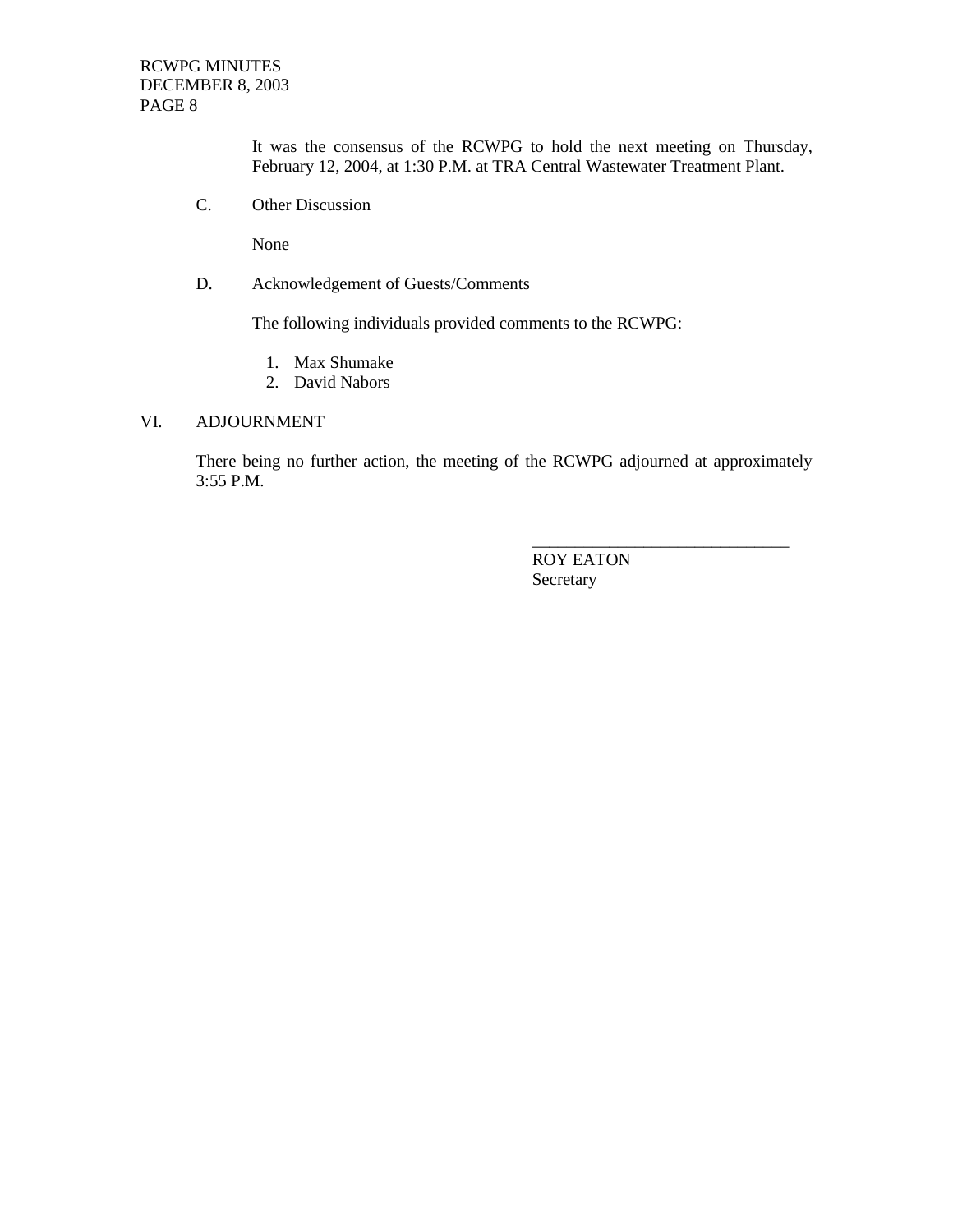It was the consensus of the RCWPG to hold the next meeting on Thursday, February 12, 2004, at 1:30 P.M. at TRA Central Wastewater Treatment Plant.

C. Other Discussion

None

D. Acknowledgement of Guests/Comments

The following individuals provided comments to the RCWPG:

1. Max Shumake
2. David Nabors

VI. ADJOURNMENT

There being no further action, the meeting of the RCWPG adjourned at approximately 3:55 P.M.

\_\_\_\_\_\_\_\_\_\_\_\_\_\_\_\_\_\_\_\_\_\_\_\_\_\_\_\_\_\_

ROY EATON
Secretary